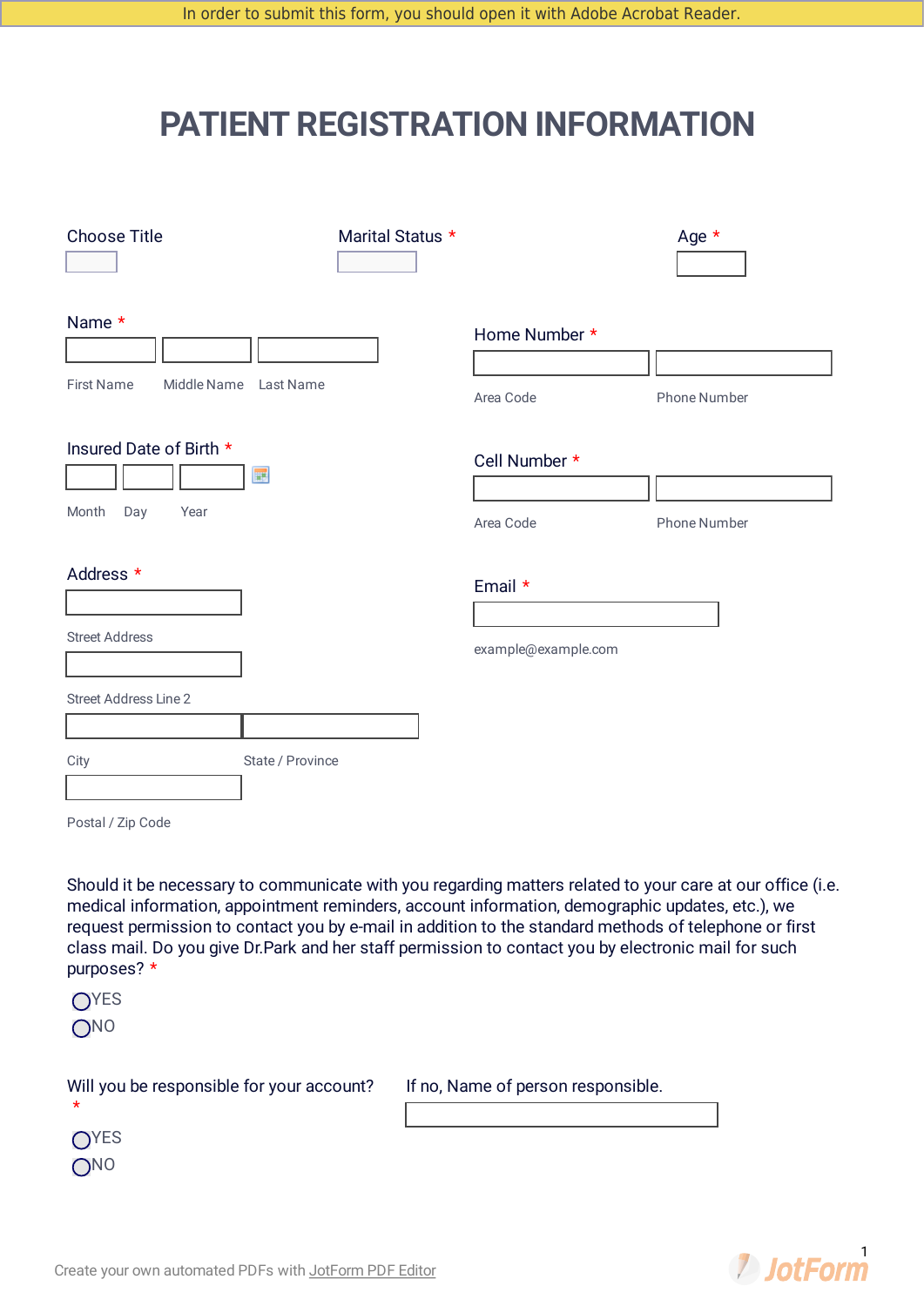In order to submit this form, you should open it with Adobe Acrobat Reader.

# PATIENT REGISTRATION INFORMATION

Choose Title

Marital Status *

Age *

Name *

First Name    Middle Name    Last Name

Home Number *

Area Code    Phone Number

Insured Date of Birth *

Month    Day    Year

Cell Number *

Area Code    Phone Number

Address *

Street Address

Street Address Line 2

City    State / Province

Postal / Zip Code

Email *

example@example.com

Should it be necessary to communicate with you regarding matters related to your care at our office (i.e. medical information, appointment reminders, account information, demographic updates, etc.), we request permission to contact you by e-mail in addition to the standard methods of telephone or first class mail. Do you give Dr.Park and her staff permission to contact you by electronic mail for such purposes? *

- YES
- NO

Will you be responsible for your account? *

- YES
- NO

If no, Name of person responsible.

Create your own automated PDFs with JotForm PDF Editor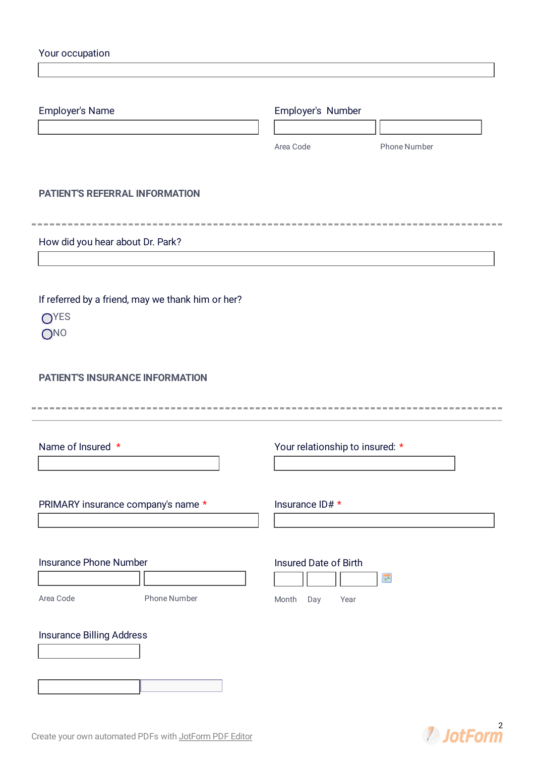Your occupation

Employer's Name

Employer's Number

Area Code

Phone Number

## PATIENT'S REFERRAL INFORMATION

How did you hear about Dr. Park?

If referred by a friend, may we thank him or her?

- YES
- NO

## PATIENT'S INSURANCE INFORMATION

Name of Insured *

Your relationship to insured: *

PRIMARY insurance company's name *

Insurance ID# *

Insurance Phone Number

Area Code

Phone Number

Insured Date of Birth

Month Day Year

Insurance Billing Address

Create your own automated PDFs with JotForm PDF Editor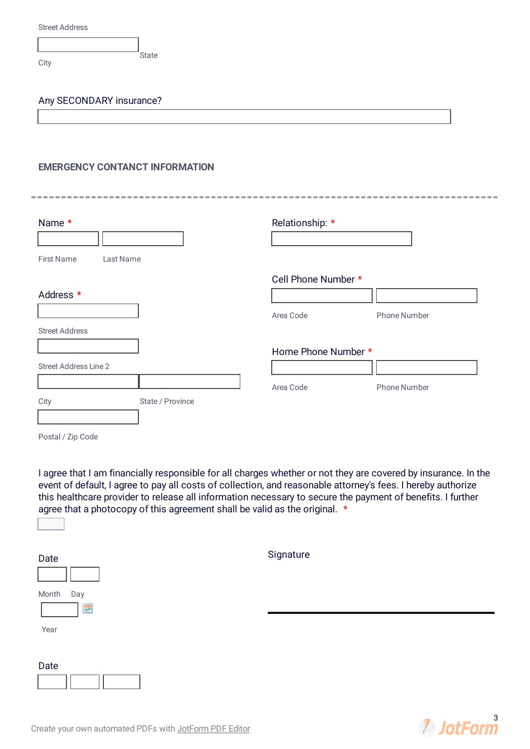Street Address

City

State

Any SECONDARY insurance?

## EMERGENCY CONTANCT INFORMATION

---

Name *

First Name

Last Name

Address *

Street Address

Street Address Line 2

City

State / Province

Postal / Zip Code

Relationship: *

Cell Phone Number *

Area Code

Phone Number

Home Phone Number *

Area Code

Phone Number

I agree that I am financially responsible for all charges whether or not they are covered by insurance. In the event of default, I agree to pay all costs of collection, and reasonable attorney's fees. I hereby authorize this healthcare provider to release all information necessary to secure the payment of benefits. I further agree that a photocopy of this agreement shall be valid as the original. *

Date

Month

Day

Year

Signature

Date

Create your own automated PDFs with JotForm PDF Editor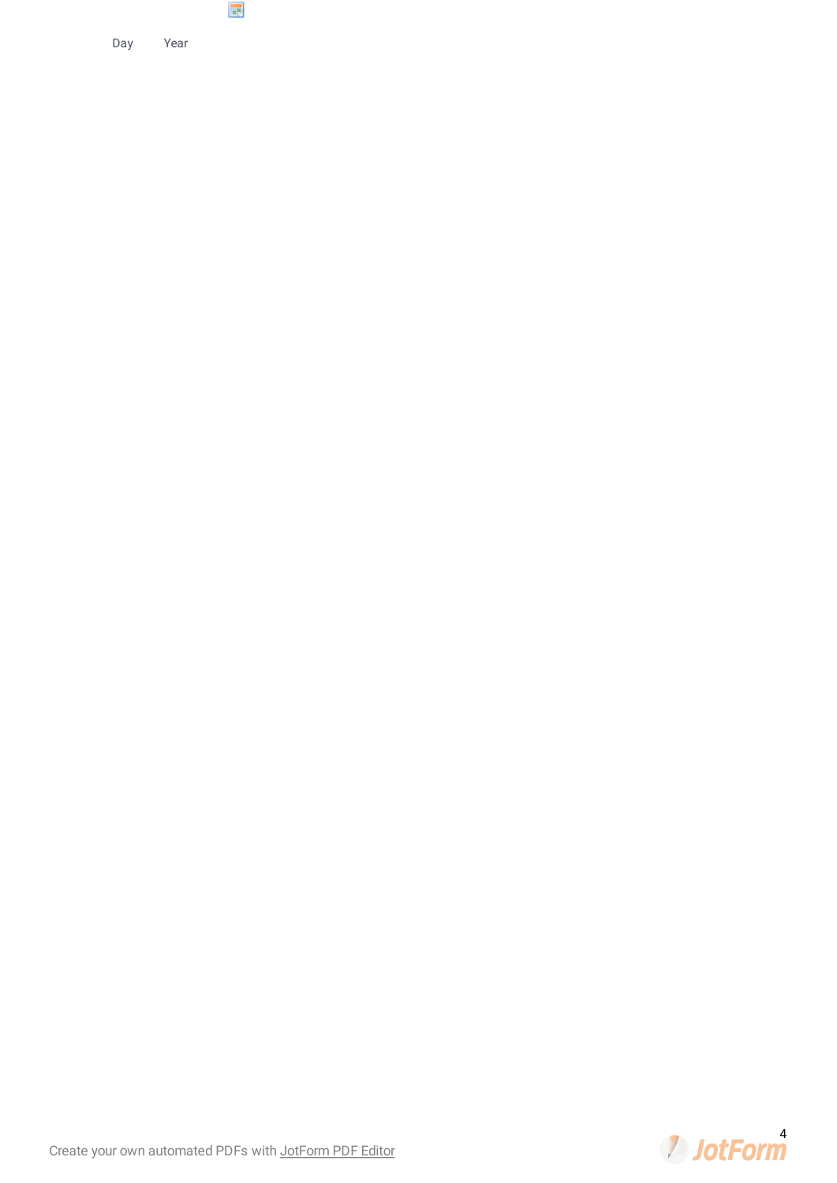Day Year